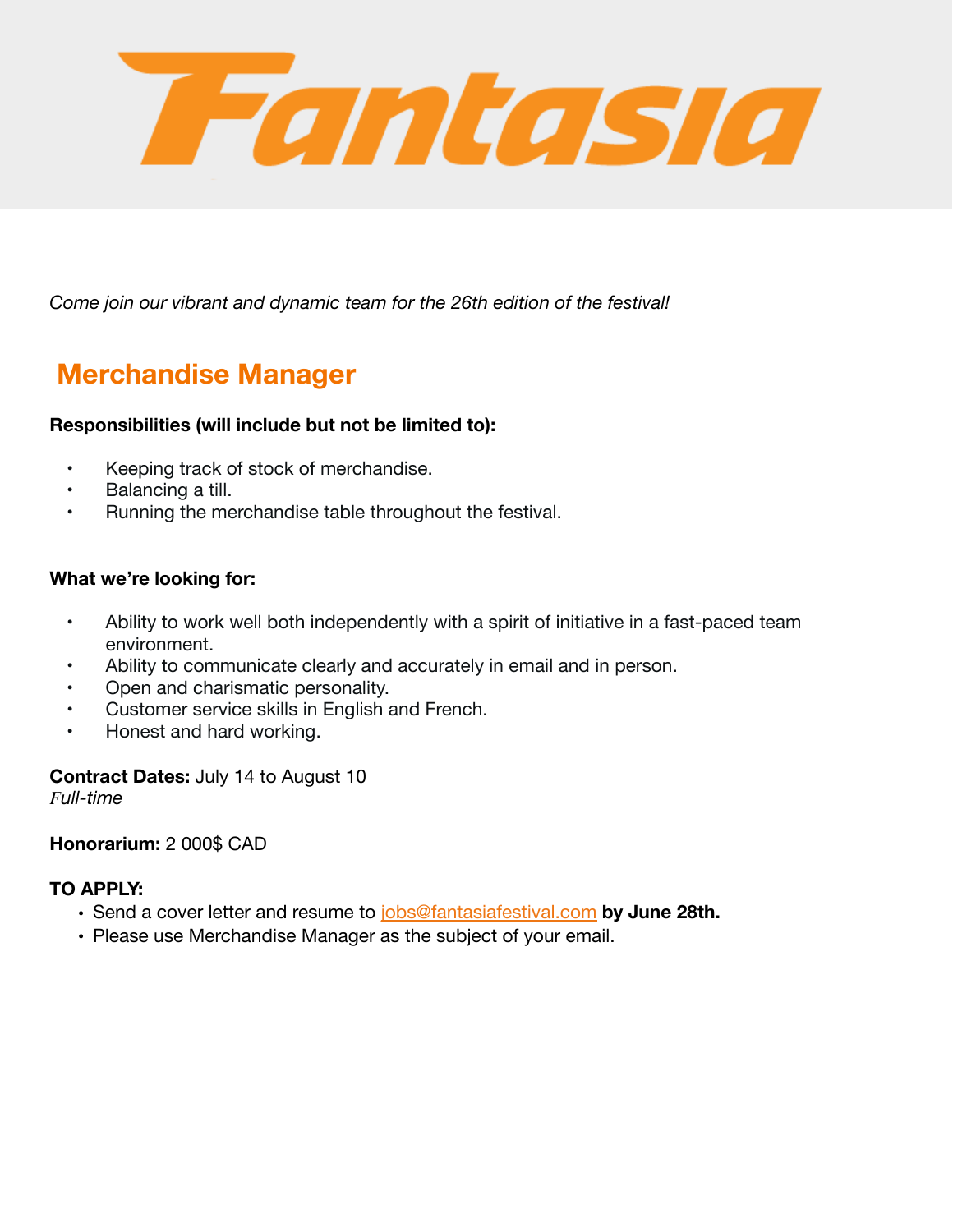# Fantasia

*Come join our vibrant and dynamic team for the 26th edition of the festival!*

## Merchandise Manager

**Responsibilities (will include but not be limited to):**

- Keeping track of stock of merchandise.
- Balancing a till.
- Running the merchandise table throughout the festival.

**What we're looking for:**

- Ability to work well both independently with a spirit of initiative in a fast-paced team environment.
- Ability to communicate clearly and accurately in email and in person.
- Open and charismatic personality.
- Customer service skills in English and French.
- Honest and hard working.

**Contract Dates:** July 14 to August 10
*Full-time*

**Honorarium:** 2 000$ CAD

**TO APPLY:**

- Send a cover letter and resume to jobs@fantasiafestival.com **by June 28th.**
- Please use Merchandise Manager as the subject of your email.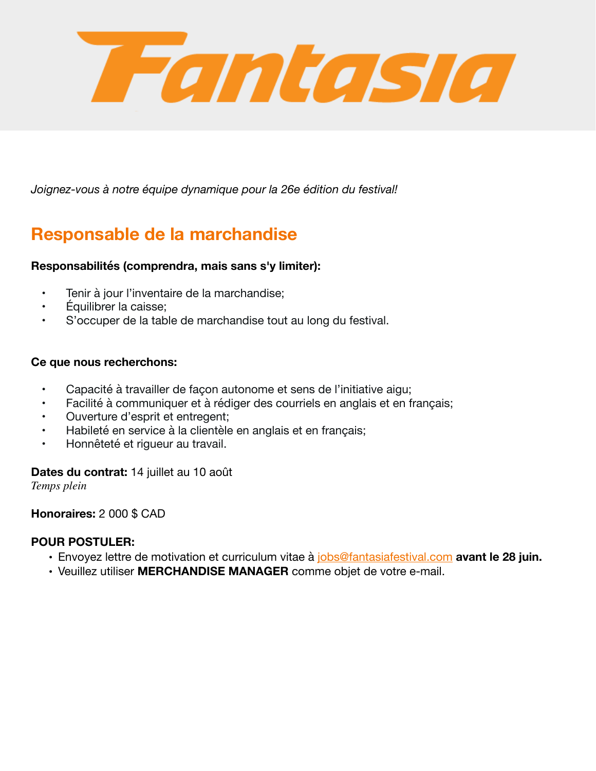# Fantasia

*Joignez-vous à notre équipe dynamique pour la 26e édition du festival!*

## Responsable de la marchandise

**Responsabilités (comprendra, mais sans s'y limiter):**

- Tenir à jour l'inventaire de la marchandise;
- Équilibrer la caisse;
- S'occuper de la table de marchandise tout au long du festival.

**Ce que nous recherchons:**

- Capacité à travailler de façon autonome et sens de l'initiative aigu;
- Facilité à communiquer et à rédiger des courriels en anglais et en français;
- Ouverture d'esprit et entregent;
- Habileté en service à la clientèle en anglais et en français;
- Honnêteté et rigueur au travail.

**Dates du contrat:** 14 juillet au 10 août
*Temps plein*

**Honoraires:** 2 000 $ CAD

**POUR POSTULER:**

- Envoyez lettre de motivation et curriculum vitae à jobs@fantasiafestival.com **avant le 28 juin.**
- Veuillez utiliser **MERCHANDISE MANAGER** comme objet de votre e-mail.